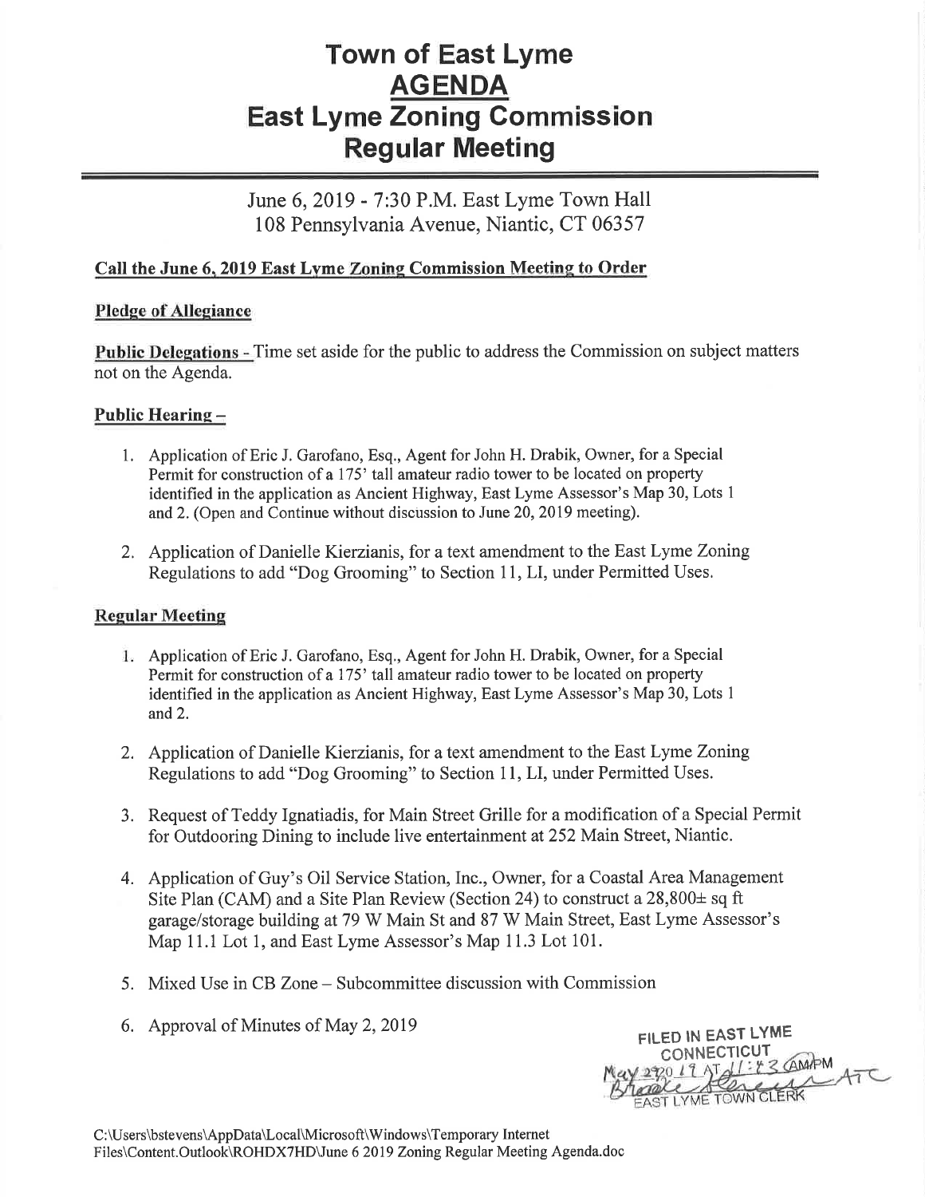# Town of East Lyme
# AGENDA
# East Lyme Zoning Commission
# Regular Meeting

June 6, 2019 - 7:30 P.M. East Lyme Town Hall
108 Pennsylvania Avenue, Niantic, CT 06357

**Call the June 6, 2019 East Lyme Zoning Commission Meeting to Order**

**Pledge of Allegiance**

**Public Delegations** - Time set aside for the public to address the Commission on subject matters not on the Agenda.

**Public Hearing –**

1. Application of Eric J. Garofano, Esq., Agent for John H. Drabik, Owner, for a Special Permit for construction of a 175' tall amateur radio tower to be located on property identified in the application as Ancient Highway, East Lyme Assessor's Map 30, Lots 1 and 2. (Open and Continue without discussion to June 20, 2019 meeting).
2. Application of Danielle Kierzianis, for a text amendment to the East Lyme Zoning Regulations to add "Dog Grooming" to Section 11, LI, under Permitted Uses.

**Regular Meeting**

1. Application of Eric J. Garofano, Esq., Agent for John H. Drabik, Owner, for a Special Permit for construction of a 175' tall amateur radio tower to be located on property identified in the application as Ancient Highway, East Lyme Assessor's Map 30, Lots 1 and 2.
2. Application of Danielle Kierzianis, for a text amendment to the East Lyme Zoning Regulations to add "Dog Grooming" to Section 11, LI, under Permitted Uses.
3. Request of Teddy Ignatiadis, for Main Street Grille for a modification of a Special Permit for Outdooring Dining to include live entertainment at 252 Main Street, Niantic.
4. Application of Guy's Oil Service Station, Inc., Owner, for a Coastal Area Management Site Plan (CAM) and a Site Plan Review (Section 24) to construct a 28,800± sq ft garage/storage building at 79 W Main St and 87 W Main Street, East Lyme Assessor's Map 11.1 Lot 1, and East Lyme Assessor's Map 11.3 Lot 101.
5. Mixed Use in CB Zone – Subcommittee discussion with Commission
6. Approval of Minutes of May 2, 2019

FILED IN EAST LYME CONNECTICUT
May 29 2019 AT 11:43 AM/PM
EAST LYME TOWN CLERK

C:\Users\bstevens\AppData\Local\Microsoft\Windows\Temporary Internet Files\Content.Outlook\ROHDX7HD\June 6 2019 Zoning Regular Meeting Agenda.doc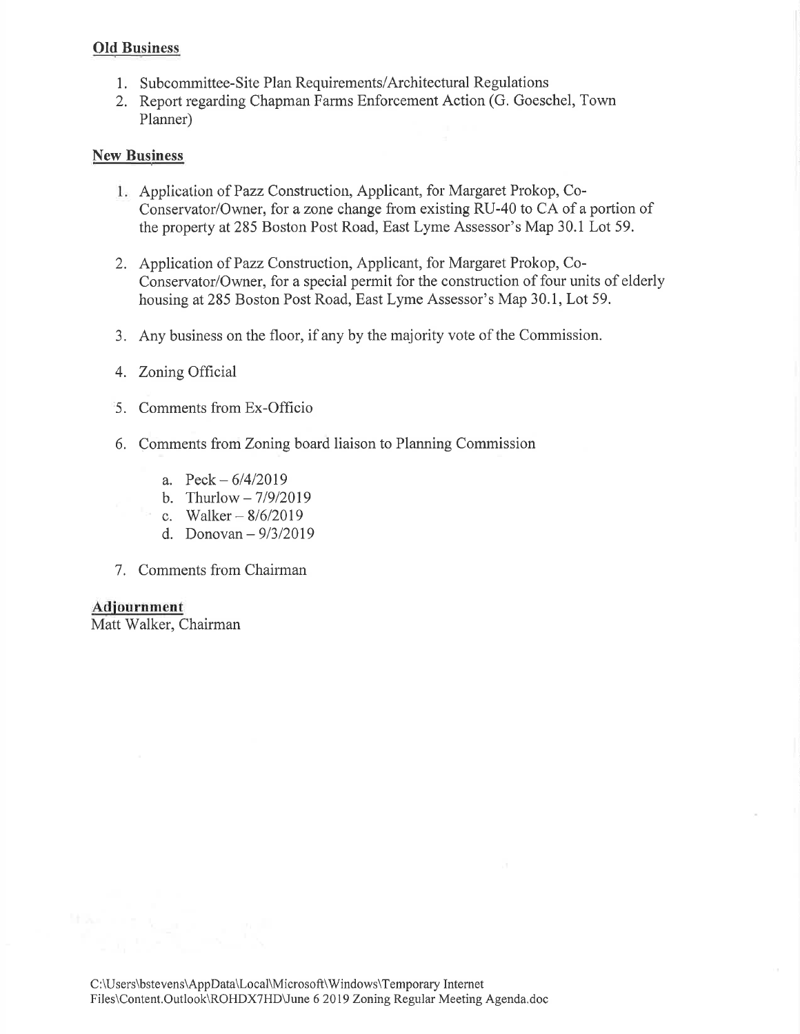**Old Business**

1. Subcommittee-Site Plan Requirements/Architectural Regulations
2. Report regarding Chapman Farms Enforcement Action (G. Goeschel, Town Planner)

**New Business**

1. Application of Pazz Construction, Applicant, for Margaret Prokop, Co-Conservator/Owner, for a zone change from existing RU-40 to CA of a portion of the property at 285 Boston Post Road, East Lyme Assessor's Map 30.1 Lot 59.

2. Application of Pazz Construction, Applicant, for Margaret Prokop, Co-Conservator/Owner, for a special permit for the construction of four units of elderly housing at 285 Boston Post Road, East Lyme Assessor's Map 30.1, Lot 59.

3. Any business on the floor, if any by the majority vote of the Commission.

4. Zoning Official

5. Comments from Ex-Officio

6. Comments from Zoning board liaison to Planning Commission

   a. Peck – 6/4/2019
   b. Thurlow – 7/9/2019
   c. Walker – 8/6/2019
   d. Donovan – 9/3/2019

7. Comments from Chairman

**Adjournment**

Matt Walker, Chairman

C:\Users\bstevens\AppData\Local\Microsoft\Windows\Temporary Internet Files\Content.Outlook\ROHDX7HD\June 6 2019 Zoning Regular Meeting Agenda.doc